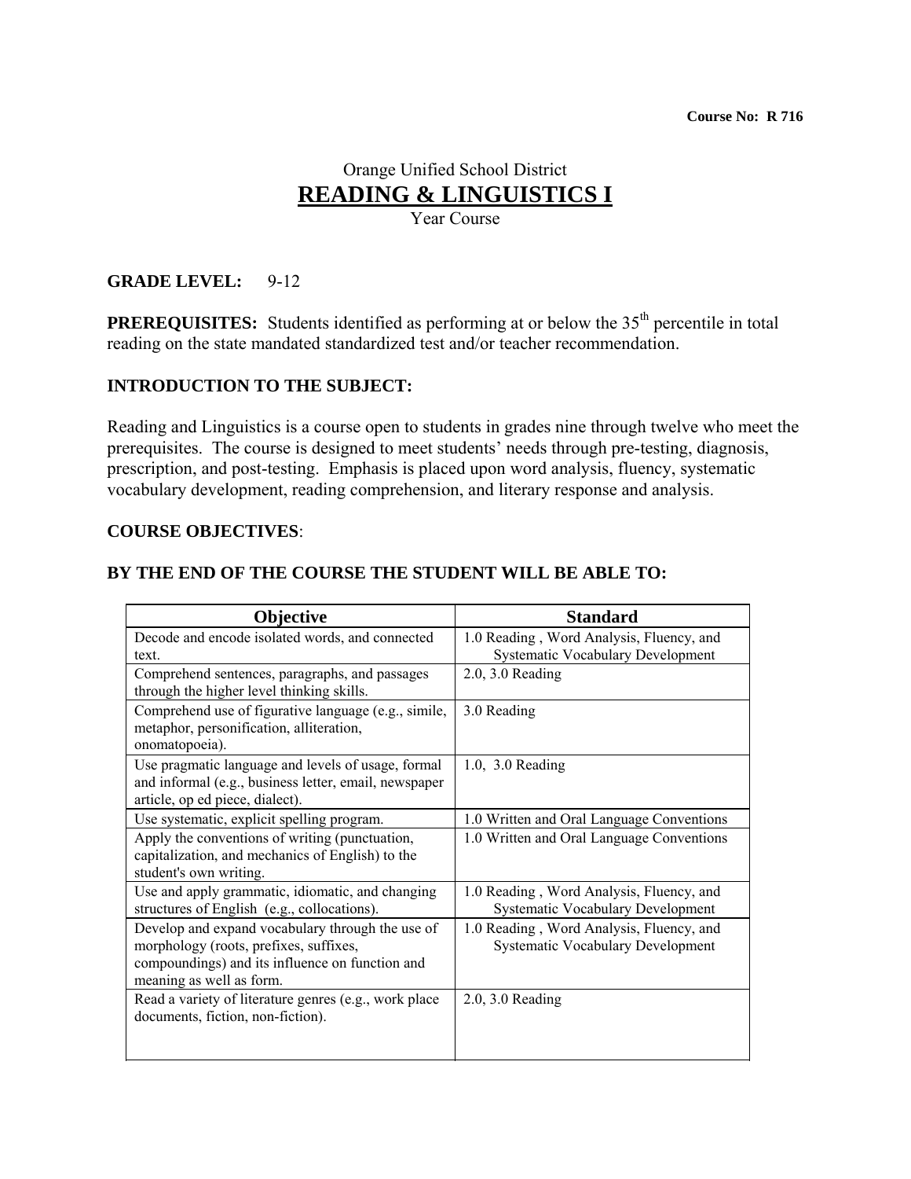**Course No: R 716**

Orange Unified School District

# READING & LINGUISTICS I

Year Course

**GRADE LEVEL:** 9-12

**PREREQUISITES:** Students identified as performing at or below the 35th percentile in total reading on the state mandated standardized test and/or teacher recommendation.

## INTRODUCTION TO THE SUBJECT:

Reading and Linguistics is a course open to students in grades nine through twelve who meet the prerequisites. The course is designed to meet students' needs through pre-testing, diagnosis, prescription, and post-testing. Emphasis is placed upon word analysis, fluency, systematic vocabulary development, reading comprehension, and literary response and analysis.

## COURSE OBJECTIVES:

## BY THE END OF THE COURSE THE STUDENT WILL BE ABLE TO:

| Objective | Standard |
|---|---|
| Decode and encode isolated words, and connected text. | 1.0 Reading , Word Analysis, Fluency, and Systematic Vocabulary Development |
| Comprehend sentences, paragraphs, and passages through the higher level thinking skills. | 2.0, 3.0 Reading |
| Comprehend use of figurative language (e.g., simile, metaphor, personification, alliteration, onomatopoeia). | 3.0 Reading |
| Use pragmatic language and levels of usage, formal and informal (e.g., business letter, email, newspaper article, op ed piece, dialect). | 1.0, 3.0 Reading |
| Use systematic, explicit spelling program. | 1.0 Written and Oral Language Conventions |
| Apply the conventions of writing (punctuation, capitalization, and mechanics of English) to the student's own writing. | 1.0 Written and Oral Language Conventions |
| Use and apply grammatic, idiomatic, and changing structures of English (e.g., collocations). | 1.0 Reading , Word Analysis, Fluency, and Systematic Vocabulary Development |
| Develop and expand vocabulary through the use of morphology (roots, prefixes, suffixes, compoundings) and its influence on function and meaning as well as form. | 1.0 Reading , Word Analysis, Fluency, and Systematic Vocabulary Development |
| Read a variety of literature genres (e.g., work place documents, fiction, non-fiction). | 2.0, 3.0 Reading |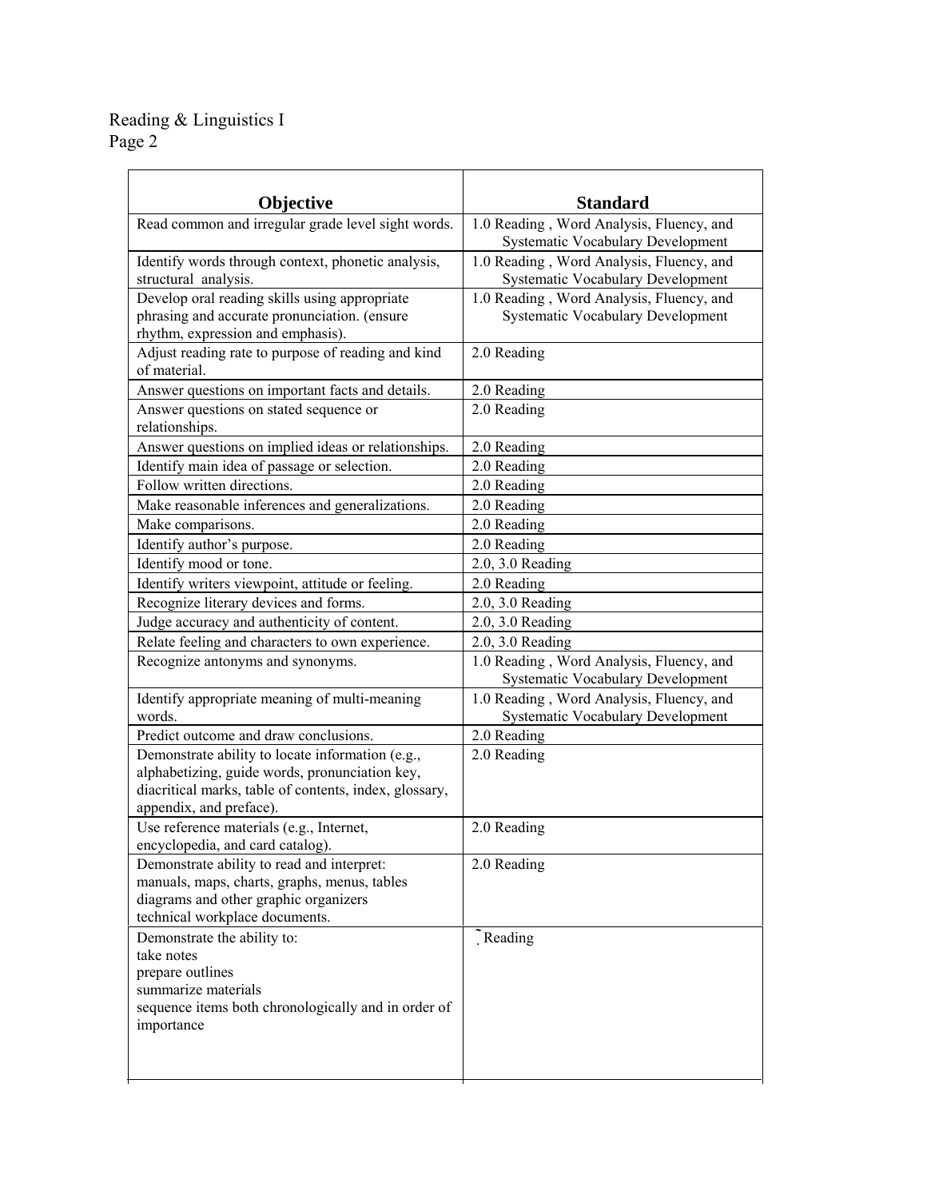| Objective | Standard |
| --- | --- |
| Read common and irregular grade level sight words. | 1.0 Reading , Word Analysis, Fluency, and Systematic Vocabulary Development |
| Identify words through context, phonetic analysis, structural analysis. | 1.0 Reading , Word Analysis, Fluency, and Systematic Vocabulary Development |
| Develop oral reading skills using appropriate phrasing and accurate pronunciation. (ensure rhythm, expression and emphasis). | 1.0 Reading , Word Analysis, Fluency, and Systematic Vocabulary Development |
| Adjust reading rate to purpose of reading and kind of material. | 2.0 Reading |
| Answer questions on important facts and details. | 2.0 Reading |
| Answer questions on stated sequence or relationships. | 2.0 Reading |
| Answer questions on implied ideas or relationships. | 2.0 Reading |
| Identify main idea of passage or selection. | 2.0 Reading |
| Follow written directions. | 2.0 Reading |
| Make reasonable inferences and generalizations. | 2.0 Reading |
| Make comparisons. | 2.0 Reading |
| Identify author's purpose. | 2.0 Reading |
| Identify mood or tone. | 2.0, 3.0 Reading |
| Identify writers viewpoint, attitude or feeling. | 2.0 Reading |
| Recognize literary devices and forms. | 2.0, 3.0 Reading |
| Judge accuracy and authenticity of content. | 2.0, 3.0 Reading |
| Relate feeling and characters to own experience. | 2.0, 3.0 Reading |
| Recognize antonyms and synonyms. | 1.0 Reading , Word Analysis, Fluency, and Systematic Vocabulary Development |
| Identify appropriate meaning of multi-meaning words. | 1.0 Reading , Word Analysis, Fluency, and Systematic Vocabulary Development |
| Predict outcome and draw conclusions. | 2.0 Reading |
| Demonstrate ability to locate information (e.g., alphabetizing, guide words, pronunciation key, diacritical marks, table of contents, index, glossary, appendix, and preface). | 2.0 Reading |
| Use reference materials (e.g., Internet, encyclopedia, and card catalog). | 2.0 Reading |
| Demonstrate ability to read and interpret: manuals, maps, charts, graphs, menus, tables diagrams and other graphic organizers technical workplace documents. | 2.0 Reading |
| Demonstrate the ability to:<br>take notes<br>prepare outlines<br>summarize materials<br>sequence items both chronologically and in order of importance | ̃. Reading |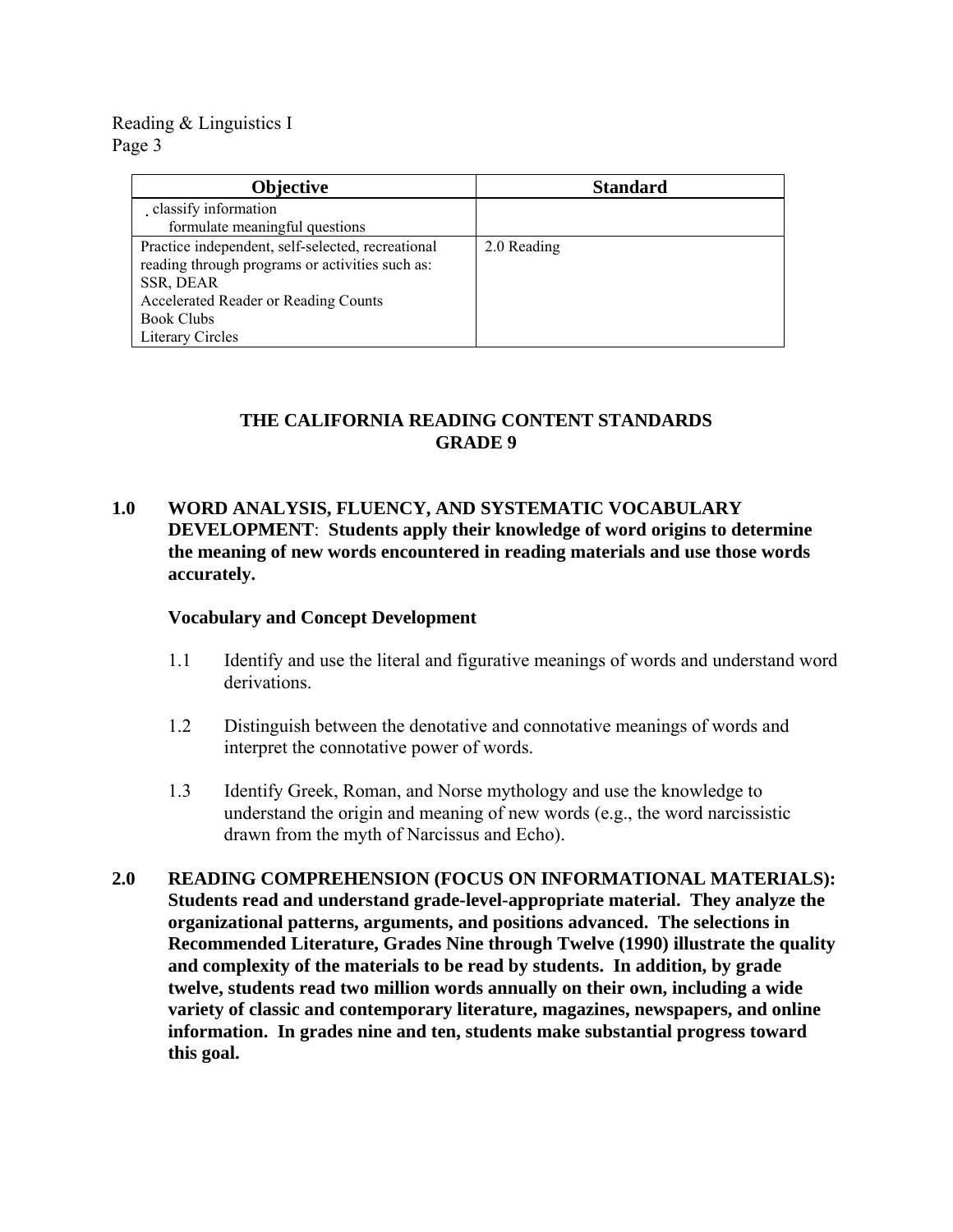| Objective | Standard |
|---|---|
| . classify information<br>formulate meaningful questions | |
| Practice independent, self-selected, recreational reading through programs or activities such as:<br>SSR, DEAR<br>Accelerated Reader or Reading Counts<br>Book Clubs<br>Literary Circles | 2.0 Reading |

## THE CALIFORNIA READING CONTENT STANDARDS GRADE 9

**1.0 WORD ANALYSIS, FLUENCY, AND SYSTEMATIC VOCABULARY DEVELOPMENT: Students apply their knowledge of word origins to determine the meaning of new words encountered in reading materials and use those words accurately.**

**Vocabulary and Concept Development**

1.1 Identify and use the literal and figurative meanings of words and understand word derivations.

1.2 Distinguish between the denotative and connotative meanings of words and interpret the connotative power of words.

1.3 Identify Greek, Roman, and Norse mythology and use the knowledge to understand the origin and meaning of new words (e.g., the word narcissistic drawn from the myth of Narcissus and Echo).

**2.0 READING COMPREHENSION (FOCUS ON INFORMATIONAL MATERIALS): Students read and understand grade-level-appropriate material. They analyze the organizational patterns, arguments, and positions advanced. The selections in Recommended Literature, Grades Nine through Twelve (1990) illustrate the quality and complexity of the materials to be read by students. In addition, by grade twelve, students read two million words annually on their own, including a wide variety of classic and contemporary literature, magazines, newspapers, and online information. In grades nine and ten, students make substantial progress toward this goal.**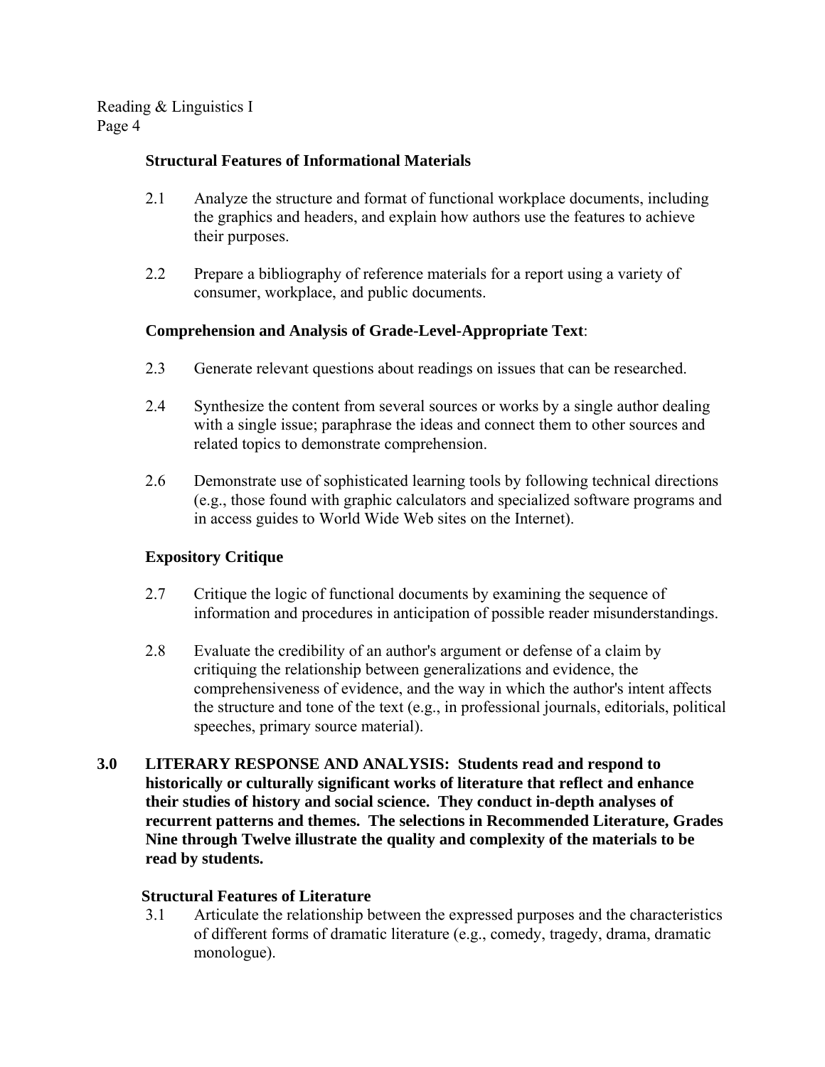### Structural Features of Informational Materials

2.1 Analyze the structure and format of functional workplace documents, including the graphics and headers, and explain how authors use the features to achieve their purposes.

2.2 Prepare a bibliography of reference materials for a report using a variety of consumer, workplace, and public documents.

### Comprehension and Analysis of Grade-Level-Appropriate Text:

2.3 Generate relevant questions about readings on issues that can be researched.

2.4 Synthesize the content from several sources or works by a single author dealing with a single issue; paraphrase the ideas and connect them to other sources and related topics to demonstrate comprehension.

2.6 Demonstrate use of sophisticated learning tools by following technical directions (e.g., those found with graphic calculators and specialized software programs and in access guides to World Wide Web sites on the Internet).

### Expository Critique

2.7 Critique the logic of functional documents by examining the sequence of information and procedures in anticipation of possible reader misunderstandings.

2.8 Evaluate the credibility of an author's argument or defense of a claim by critiquing the relationship between generalizations and evidence, the comprehensiveness of evidence, and the way in which the author's intent affects the structure and tone of the text (e.g., in professional journals, editorials, political speeches, primary source material).

**3.0 LITERARY RESPONSE AND ANALYSIS: Students read and respond to historically or culturally significant works of literature that reflect and enhance their studies of history and social science. They conduct in-depth analyses of recurrent patterns and themes. The selections in Recommended Literature, Grades Nine through Twelve illustrate the quality and complexity of the materials to be read by students.**

### Structural Features of Literature

3.1 Articulate the relationship between the expressed purposes and the characteristics of different forms of dramatic literature (e.g., comedy, tragedy, drama, dramatic monologue).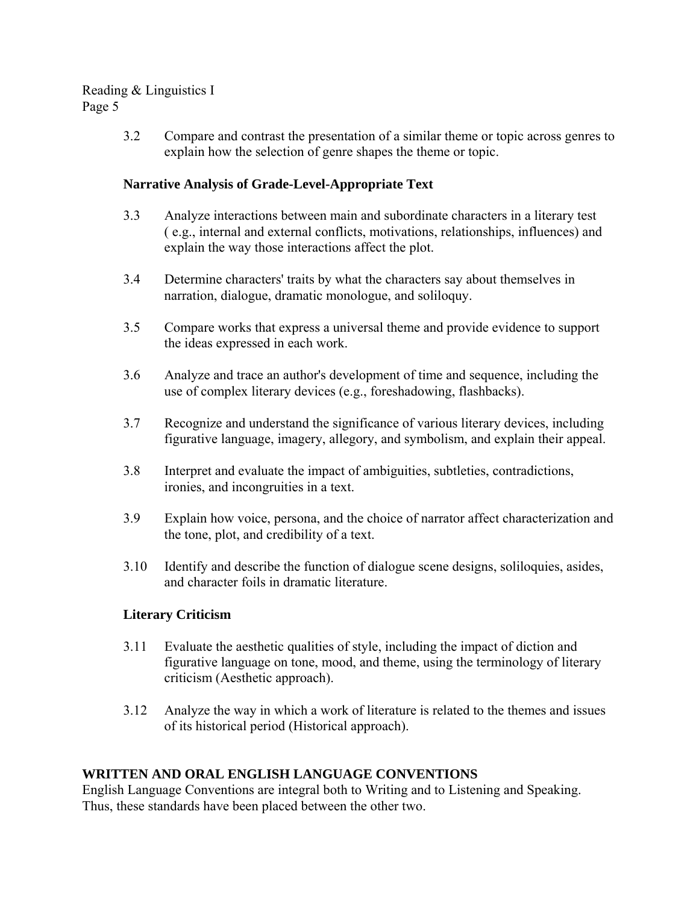3.2 Compare and contrast the presentation of a similar theme or topic across genres to explain how the selection of genre shapes the theme or topic.

**Narrative Analysis of Grade-Level-Appropriate Text**

3.3 Analyze interactions between main and subordinate characters in a literary test ( e.g., internal and external conflicts, motivations, relationships, influences) and explain the way those interactions affect the plot.

3.4 Determine characters' traits by what the characters say about themselves in narration, dialogue, dramatic monologue, and soliloquy.

3.5 Compare works that express a universal theme and provide evidence to support the ideas expressed in each work.

3.6 Analyze and trace an author's development of time and sequence, including the use of complex literary devices (e.g., foreshadowing, flashbacks).

3.7 Recognize and understand the significance of various literary devices, including figurative language, imagery, allegory, and symbolism, and explain their appeal.

3.8 Interpret and evaluate the impact of ambiguities, subtleties, contradictions, ironies, and incongruities in a text.

3.9 Explain how voice, persona, and the choice of narrator affect characterization and the tone, plot, and credibility of a text.

3.10 Identify and describe the function of dialogue scene designs, soliloquies, asides, and character foils in dramatic literature.

**Literary Criticism**

3.11 Evaluate the aesthetic qualities of style, including the impact of diction and figurative language on tone, mood, and theme, using the terminology of literary criticism (Aesthetic approach).

3.12 Analyze the way in which a work of literature is related to the themes and issues of its historical period (Historical approach).

## WRITTEN AND ORAL ENGLISH LANGUAGE CONVENTIONS

English Language Conventions are integral both to Writing and to Listening and Speaking. Thus, these standards have been placed between the other two.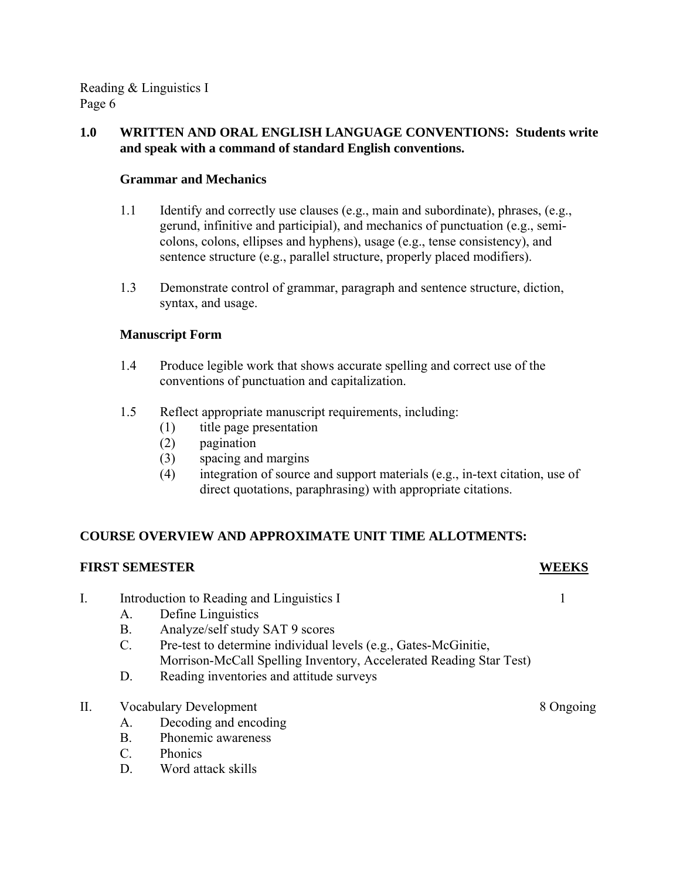**1.0 WRITTEN AND ORAL ENGLISH LANGUAGE CONVENTIONS: Students write and speak with a command of standard English conventions.**

**Grammar and Mechanics**

1.1 Identify and correctly use clauses (e.g., main and subordinate), phrases, (e.g., gerund, infinitive and participial), and mechanics of punctuation (e.g., semi-colons, colons, ellipses and hyphens), usage (e.g., tense consistency), and sentence structure (e.g., parallel structure, properly placed modifiers).

1.3 Demonstrate control of grammar, paragraph and sentence structure, diction, syntax, and usage.

**Manuscript Form**

1.4 Produce legible work that shows accurate spelling and correct use of the conventions of punctuation and capitalization.

1.5 Reflect appropriate manuscript requirements, including:
- (1) title page presentation
- (2) pagination
- (3) spacing and margins
- (4) integration of source and support materials (e.g., in-text citation, use of direct quotations, paraphrasing) with appropriate citations.

**COURSE OVERVIEW AND APPROXIMATE UNIT TIME ALLOTMENTS:**

| **FIRST SEMESTER** | **WEEKS** |
|---|---|
| I. Introduction to Reading and Linguistics I | 1 |
| A. Define Linguistics | |
| B. Analyze/self study SAT 9 scores | |
| C. Pre-test to determine individual levels (e.g., Gates-McGinitie, Morrison-McCall Spelling Inventory, Accelerated Reading Star Test) | |
| D. Reading inventories and attitude surveys | |
| II. Vocabulary Development | 8 Ongoing |
| A. Decoding and encoding | |
| B. Phonemic awareness | |
| C. Phonics | |
| D. Word attack skills | |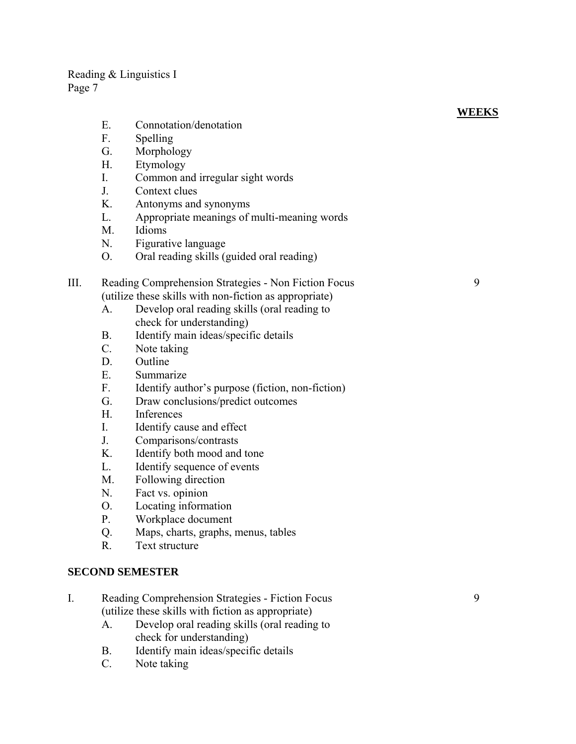**WEEKS**

- E. Connotation/denotation
- F. Spelling
- G. Morphology
- H. Etymology
- I. Common and irregular sight words
- J. Context clues
- K. Antonyms and synonyms
- L. Appropriate meanings of multi-meaning words
- M. Idioms
- N. Figurative language
- O. Oral reading skills (guided oral reading)

III. Reading Comprehension Strategies - Non Fiction Focus (utilize these skills with non-fiction as appropriate) — 9

- A. Develop oral reading skills (oral reading to check for understanding)
- B. Identify main ideas/specific details
- C. Note taking
- D. Outline
- E. Summarize
- F. Identify author's purpose (fiction, non-fiction)
- G. Draw conclusions/predict outcomes
- H. Inferences
- I. Identify cause and effect
- J. Comparisons/contrasts
- K. Identify both mood and tone
- L. Identify sequence of events
- M. Following direction
- N. Fact vs. opinion
- O. Locating information
- P. Workplace document
- Q. Maps, charts, graphs, menus, tables
- R. Text structure

**SECOND SEMESTER**

I. Reading Comprehension Strategies - Fiction Focus (utilize these skills with fiction as appropriate) — 9

- A. Develop oral reading skills (oral reading to check for understanding)
- B. Identify main ideas/specific details
- C. Note taking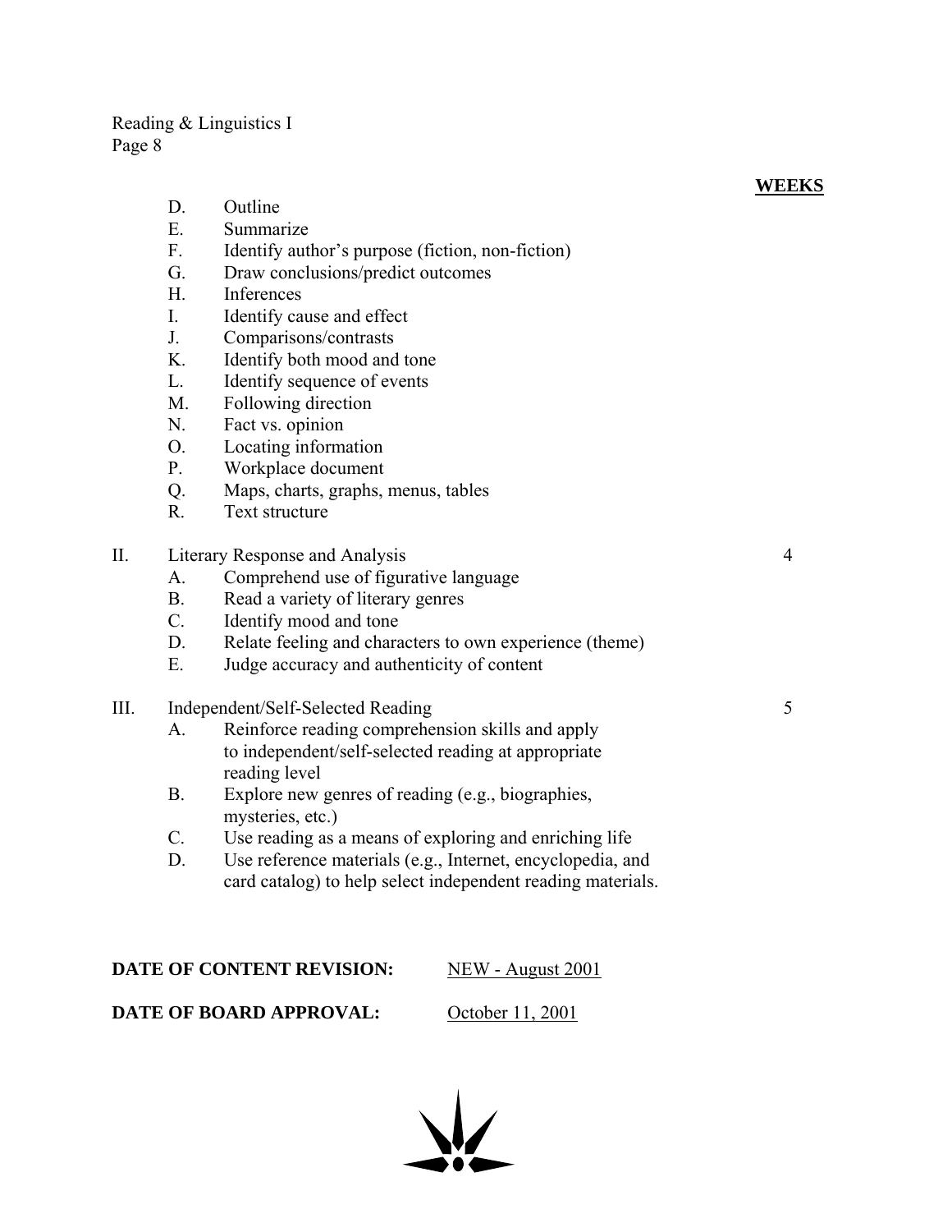**WEEKS**

- D. Outline
- E. Summarize
- F. Identify author's purpose (fiction, non-fiction)
- G. Draw conclusions/predict outcomes
- H. Inferences
- I. Identify cause and effect
- J. Comparisons/contrasts
- K. Identify both mood and tone
- L. Identify sequence of events
- M. Following direction
- N. Fact vs. opinion
- O. Locating information
- P. Workplace document
- Q. Maps, charts, graphs, menus, tables
- R. Text structure

II. Literary Response and Analysis — 4

- A. Comprehend use of figurative language
- B. Read a variety of literary genres
- C. Identify mood and tone
- D. Relate feeling and characters to own experience (theme)
- E. Judge accuracy and authenticity of content

III. Independent/Self-Selected Reading — 5

- A. Reinforce reading comprehension skills and apply to independent/self-selected reading at appropriate reading level
- B. Explore new genres of reading (e.g., biographies, mysteries, etc.)
- C. Use reading as a means of exploring and enriching life
- D. Use reference materials (e.g., Internet, encyclopedia, and card catalog) to help select independent reading materials.

**DATE OF CONTENT REVISION:** NEW - August 2001

**DATE OF BOARD APPROVAL:** October 11, 2001